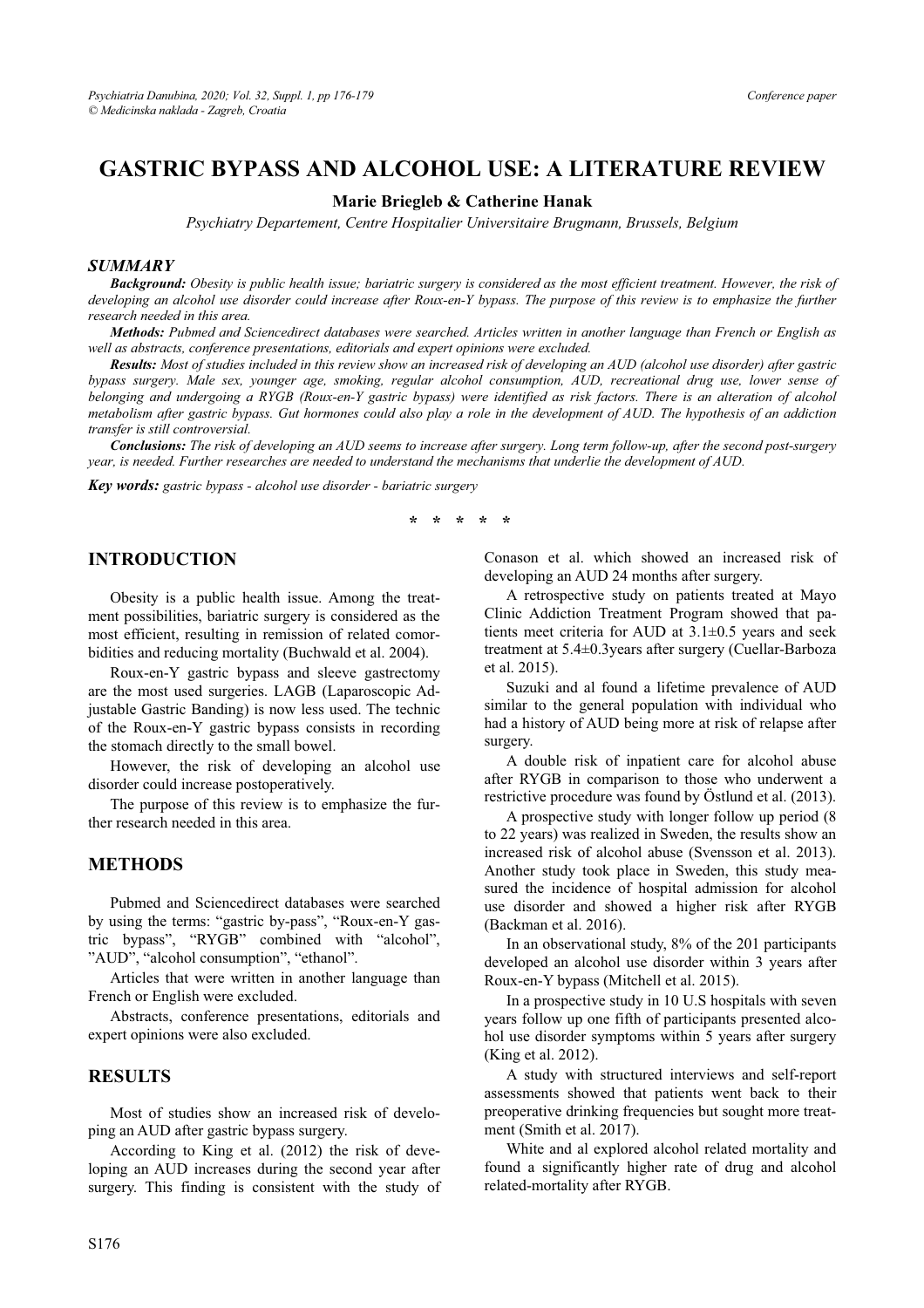# GASTRIC BYPASS AND ALCOHOL USE: A LITERATURE REVIEW

**Marie Briegleb & Catherine Hanak**

*Psychiatry Departement, Centre Hospitalier Universitaire Brugmann, Brussels, Belgium*

## *SUMMARY*

***Background:*** *Obesity is public health issue; bariatric surgery is considered as the most efficient treatment. However, the risk of developing an alcohol use disorder could increase after Roux-en-Y bypass. The purpose of this review is to emphasize the further research needed in this area.*

***Methods:*** *Pubmed and Sciencedirect databases were searched. Articles written in another language than French or English as well as abstracts, conference presentations, editorials and expert opinions were excluded.*

***Results:*** *Most of studies included in this review show an increased risk of developing an AUD (alcohol use disorder) after gastric bypass surgery. Male sex, younger age, smoking, regular alcohol consumption, AUD, recreational drug use, lower sense of belonging and undergoing a RYGB (Roux-en-Y gastric bypass) were identified as risk factors. There is an alteration of alcohol metabolism after gastric bypass. Gut hormones could also play a role in the development of AUD. The hypothesis of an addiction transfer is still controversial.*

***Conclusions:*** *The risk of developing an AUD seems to increase after surgery. Long term follow-up, after the second post-surgery year, is needed. Further researches are needed to understand the mechanisms that underlie the development of AUD.*

***Key words:*** *gastric bypass - alcohol use disorder - bariatric surgery*

\* \* \* \* \*

## INTRODUCTION

Obesity is a public health issue. Among the treatment possibilities, bariatric surgery is considered as the most efficient, resulting in remission of related comorbidities and reducing mortality (Buchwald et al. 2004).

Roux-en-Y gastric bypass and sleeve gastrectomy are the most used surgeries. LAGB (Laparoscopic Adjustable Gastric Banding) is now less used. The technic of the Roux-en-Y gastric bypass consists in recording the stomach directly to the small bowel.

However, the risk of developing an alcohol use disorder could increase postoperatively.

The purpose of this review is to emphasize the further research needed in this area.

## METHODS

Pubmed and Sciencedirect databases were searched by using the terms: “gastric by-pass”, “Roux-en-Y gastric bypass”, “RYGB” combined with “alcohol”, ”AUD”, “alcohol consumption”, “ethanol”.

Articles that were written in another language than French or English were excluded.

Abstracts, conference presentations, editorials and expert opinions were also excluded.

## RESULTS

Most of studies show an increased risk of developing an AUD after gastric bypass surgery.

According to King et al. (2012) the risk of developing an AUD increases during the second year after surgery. This finding is consistent with the study of Conason et al. which showed an increased risk of developing an AUD 24 months after surgery.

A retrospective study on patients treated at Mayo Clinic Addiction Treatment Program showed that patients meet criteria for AUD at 3.1±0.5 years and seek treatment at 5.4±0.3years after surgery (Cuellar-Barboza et al. 2015).

Suzuki and al found a lifetime prevalence of AUD similar to the general population with individual who had a history of AUD being more at risk of relapse after surgery.

A double risk of inpatient care for alcohol abuse after RYGB in comparison to those who underwent a restrictive procedure was found by Östlund et al. (2013).

A prospective study with longer follow up period (8 to 22 years) was realized in Sweden, the results show an increased risk of alcohol abuse (Svensson et al. 2013). Another study took place in Sweden, this study measured the incidence of hospital admission for alcohol use disorder and showed a higher risk after RYGB (Backman et al. 2016).

In an observational study, 8% of the 201 participants developed an alcohol use disorder within 3 years after Roux-en-Y bypass (Mitchell et al. 2015).

In a prospective study in 10 U.S hospitals with seven years follow up one fifth of participants presented alcohol use disorder symptoms within 5 years after surgery (King et al. 2012).

A study with structured interviews and self-report assessments showed that patients went back to their preoperative drinking frequencies but sought more treatment (Smith et al. 2017).

White and al explored alcohol related mortality and found a significantly higher rate of drug and alcohol related-mortality after RYGB.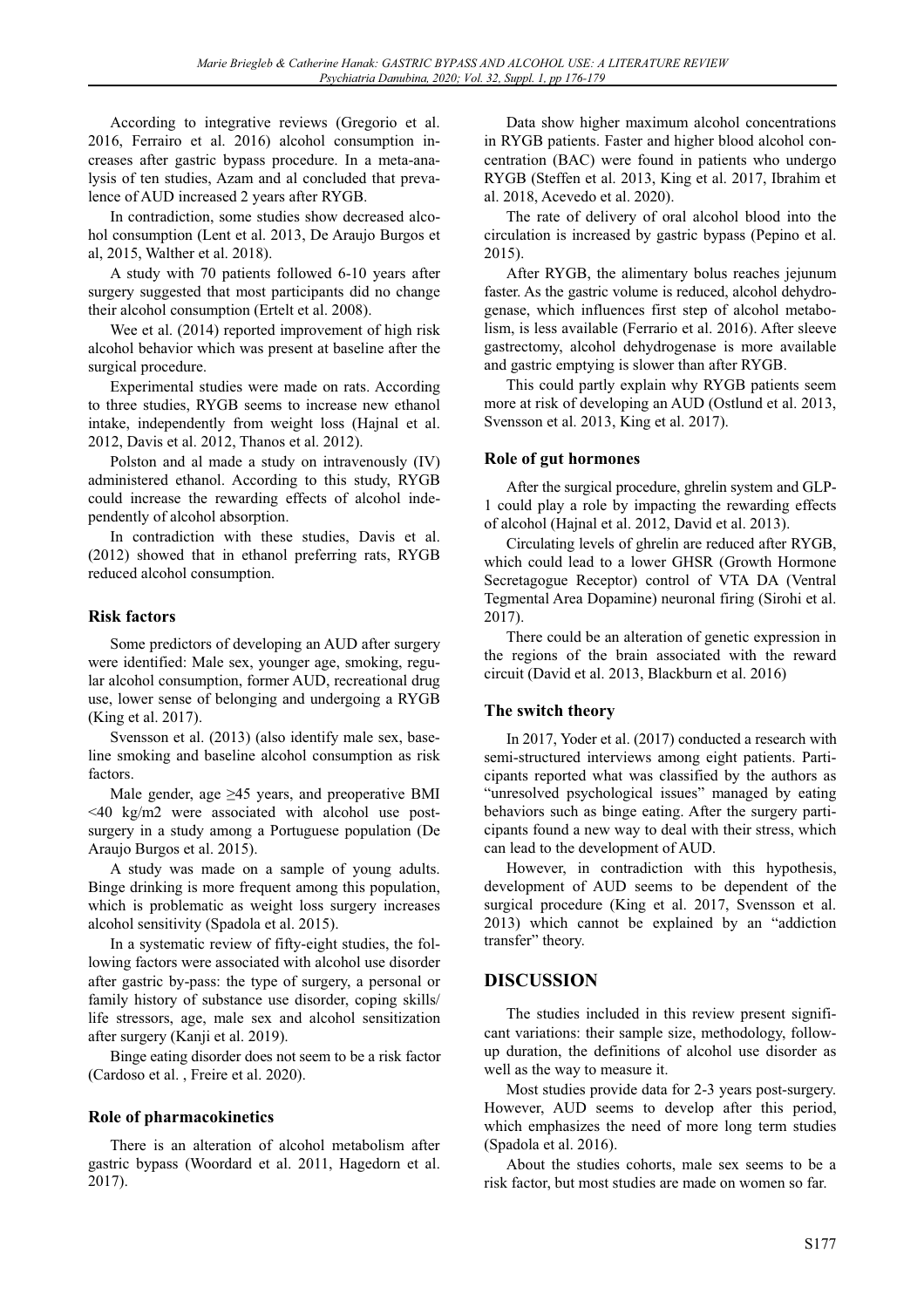According to integrative reviews (Gregorio et al. 2016, Ferrairo et al. 2016) alcohol consumption increases after gastric bypass procedure. In a meta-analysis of ten studies, Azam and al concluded that prevalence of AUD increased 2 years after RYGB.

In contradiction, some studies show decreased alcohol consumption (Lent et al. 2013, De Araujo Burgos et al, 2015, Walther et al. 2018).

A study with 70 patients followed 6-10 years after surgery suggested that most participants did no change their alcohol consumption (Ertelt et al. 2008).

Wee et al. (2014) reported improvement of high risk alcohol behavior which was present at baseline after the surgical procedure.

Experimental studies were made on rats. According to three studies, RYGB seems to increase new ethanol intake, independently from weight loss (Hajnal et al. 2012, Davis et al. 2012, Thanos et al. 2012).

Polston and al made a study on intravenously (IV) administered ethanol. According to this study, RYGB could increase the rewarding effects of alcohol independently of alcohol absorption.

In contradiction with these studies, Davis et al. (2012) showed that in ethanol preferring rats, RYGB reduced alcohol consumption.

### Risk factors

Some predictors of developing an AUD after surgery were identified: Male sex, younger age, smoking, regular alcohol consumption, former AUD, recreational drug use, lower sense of belonging and undergoing a RYGB (King et al. 2017).

Svensson et al. (2013) (also identify male sex, baseline smoking and baseline alcohol consumption as risk factors.

Male gender, age ≥45 years, and preoperative BMI <40 kg/m2 were associated with alcohol use post-surgery in a study among a Portuguese population (De Araujo Burgos et al. 2015).

A study was made on a sample of young adults. Binge drinking is more frequent among this population, which is problematic as weight loss surgery increases alcohol sensitivity (Spadola et al. 2015).

In a systematic review of fifty-eight studies, the following factors were associated with alcohol use disorder after gastric by-pass: the type of surgery, a personal or family history of substance use disorder, coping skills/life stressors, age, male sex and alcohol sensitization after surgery (Kanji et al. 2019).

Binge eating disorder does not seem to be a risk factor (Cardoso et al. , Freire et al. 2020).

### Role of pharmacokinetics

There is an alteration of alcohol metabolism after gastric bypass (Woordard et al. 2011, Hagedorn et al. 2017).

Data show higher maximum alcohol concentrations in RYGB patients. Faster and higher blood alcohol concentration (BAC) were found in patients who undergo RYGB (Steffen et al. 2013, King et al. 2017, Ibrahim et al. 2018, Acevedo et al. 2020).

The rate of delivery of oral alcohol blood into the circulation is increased by gastric bypass (Pepino et al. 2015).

After RYGB, the alimentary bolus reaches jejunum faster. As the gastric volume is reduced, alcohol dehydrogenase, which influences first step of alcohol metabolism, is less available (Ferrario et al. 2016). After sleeve gastrectomy, alcohol dehydrogenase is more available and gastric emptying is slower than after RYGB.

This could partly explain why RYGB patients seem more at risk of developing an AUD (Ostlund et al. 2013, Svensson et al. 2013, King et al. 2017).

### Role of gut hormones

After the surgical procedure, ghrelin system and GLP-1 could play a role by impacting the rewarding effects of alcohol (Hajnal et al. 2012, David et al. 2013).

Circulating levels of ghrelin are reduced after RYGB, which could lead to a lower GHSR (Growth Hormone Secretagogue Receptor) control of VTA DA (Ventral Tegmental Area Dopamine) neuronal firing (Sirohi et al. 2017).

There could be an alteration of genetic expression in the regions of the brain associated with the reward circuit (David et al. 2013, Blackburn et al. 2016)

### The switch theory

In 2017, Yoder et al. (2017) conducted a research with semi-structured interviews among eight patients. Participants reported what was classified by the authors as "unresolved psychological issues" managed by eating behaviors such as binge eating. After the surgery participants found a new way to deal with their stress, which can lead to the development of AUD.

However, in contradiction with this hypothesis, development of AUD seems to be dependent of the surgical procedure (King et al. 2017, Svensson et al. 2013) which cannot be explained by an "addiction transfer" theory.

## DISCUSSION

The studies included in this review present significant variations: their sample size, methodology, follow-up duration, the definitions of alcohol use disorder as well as the way to measure it.

Most studies provide data for 2-3 years post-surgery. However, AUD seems to develop after this period, which emphasizes the need of more long term studies (Spadola et al. 2016).

About the studies cohorts, male sex seems to be a risk factor, but most studies are made on women so far.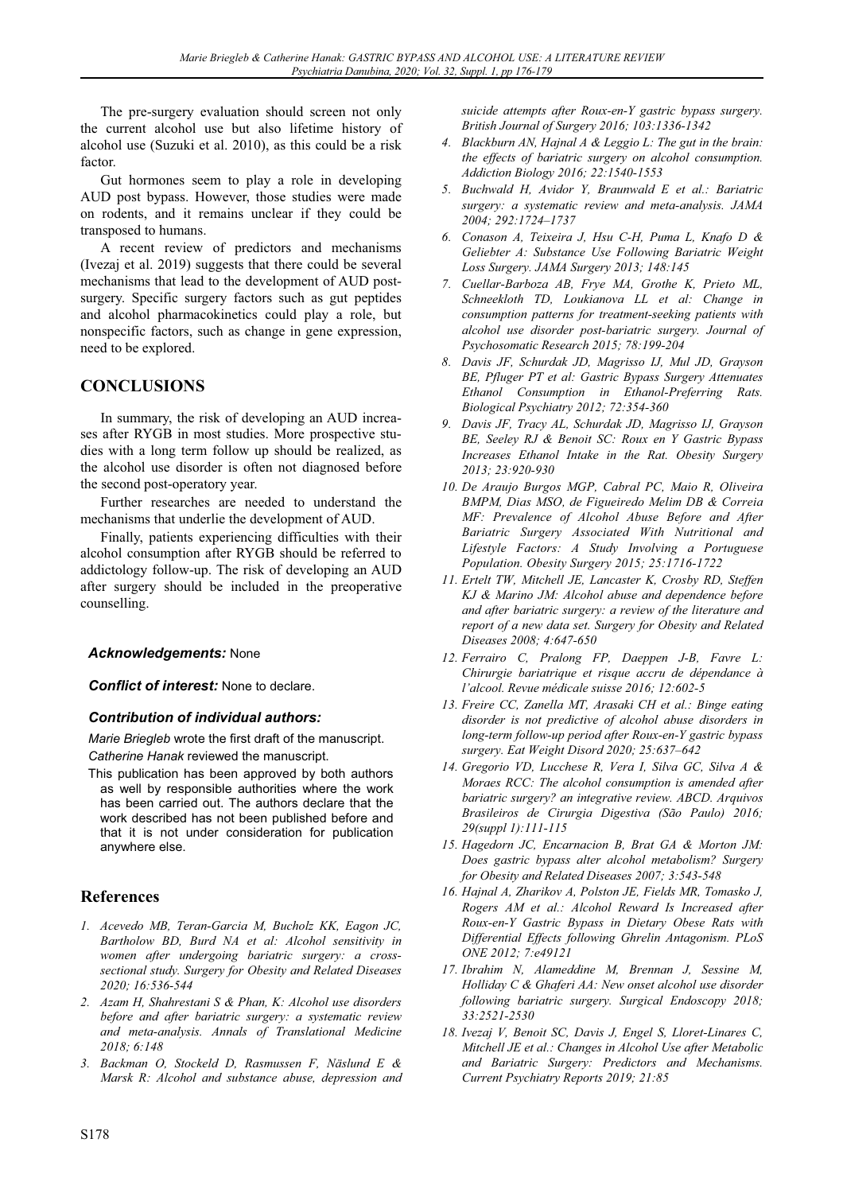The pre-surgery evaluation should screen not only the current alcohol use but also lifetime history of alcohol use (Suzuki et al. 2010), as this could be a risk factor.

Gut hormones seem to play a role in developing AUD post bypass. However, those studies were made on rodents, and it remains unclear if they could be transposed to humans.

A recent review of predictors and mechanisms (Ivezaj et al. 2019) suggests that there could be several mechanisms that lead to the development of AUD post-surgery. Specific surgery factors such as gut peptides and alcohol pharmacokinetics could play a role, but nonspecific factors, such as change in gene expression, need to be explored.

## CONCLUSIONS

In summary, the risk of developing an AUD increases after RYGB in most studies. More prospective studies with a long term follow up should be realized, as the alcohol use disorder is often not diagnosed before the second post-operatory year.

Further researches are needed to understand the mechanisms that underlie the development of AUD.

Finally, patients experiencing difficulties with their alcohol consumption after RYGB should be referred to addictology follow-up. The risk of developing an AUD after surgery should be included in the preoperative counselling.

***Acknowledgements:*** None

***Conflict of interest:*** None to declare.

***Contribution of individual authors:***

*Marie Briegleb* wrote the first draft of the manuscript.

*Catherine Hanak* reviewed the manuscript.

This publication has been approved by both authors as well by responsible authorities where the work has been carried out. The authors declare that the work described has not been published before and that it is not under consideration for publication anywhere else.

## References

1. *Acevedo MB, Teran-Garcia M, Bucholz KK, Eagon JC, Bartholow BD, Burd NA et al: Alcohol sensitivity in women after undergoing bariatric surgery: a cross-sectional study. Surgery for Obesity and Related Diseases 2020; 16:536-544*
2. *Azam H, Shahrestani S & Phan, K: Alcohol use disorders before and after bariatric surgery: a systematic review and meta-analysis. Annals of Translational Medicine 2018; 6:148*
3. *Backman O, Stockeld D, Rasmussen F, Näslund E & Marsk R: Alcohol and substance abuse, depression and suicide attempts after Roux-en-Y gastric bypass surgery. British Journal of Surgery 2016; 103:1336-1342*
4. *Blackburn AN, Hajnal A & Leggio L: The gut in the brain: the effects of bariatric surgery on alcohol consumption. Addiction Biology 2016; 22:1540-1553*
5. *Buchwald H, Avidor Y, Braunwald E et al.: Bariatric surgery: a systematic review and meta-analysis. JAMA 2004; 292:1724–1737*
6. *Conason A, Teixeira J, Hsu C-H, Puma L, Knafo D & Geliebter A: Substance Use Following Bariatric Weight Loss Surgery. JAMA Surgery 2013; 148:145*
7. *Cuellar-Barboza AB, Frye MA, Grothe K, Prieto ML, Schneekloth TD, Loukianova LL et al: Change in consumption patterns for treatment-seeking patients with alcohol use disorder post-bariatric surgery. Journal of Psychosomatic Research 2015; 78:199-204*
8. *Davis JF, Schurdak JD, Magrisso IJ, Mul JD, Grayson BE, Pfluger PT et al: Gastric Bypass Surgery Attenuates Ethanol Consumption in Ethanol-Preferring Rats. Biological Psychiatry 2012; 72:354-360*
9. *Davis JF, Tracy AL, Schurdak JD, Magrisso IJ, Grayson BE, Seeley RJ & Benoit SC: Roux en Y Gastric Bypass Increases Ethanol Intake in the Rat. Obesity Surgery 2013; 23:920-930*
10. *De Araujo Burgos MGP, Cabral PC, Maio R, Oliveira BMPM, Dias MSO, de Figueiredo Melim DB & Correia MF: Prevalence of Alcohol Abuse Before and After Bariatric Surgery Associated With Nutritional and Lifestyle Factors: A Study Involving a Portuguese Population. Obesity Surgery 2015; 25:1716-1722*
11. *Ertelt TW, Mitchell JE, Lancaster K, Crosby RD, Steffen KJ & Marino JM: Alcohol abuse and dependence before and after bariatric surgery: a review of the literature and report of a new data set. Surgery for Obesity and Related Diseases 2008; 4:647-650*
12. *Ferrairo C, Pralong FP, Daeppen J-B, Favre L: Chirurgie bariatrique et risque accru de dépendance à l'alcool. Revue médicale suisse 2016; 12:602-5*
13. *Freire CC, Zanella MT, Arasaki CH et al.: Binge eating disorder is not predictive of alcohol abuse disorders in long-term follow-up period after Roux-en-Y gastric bypass surgery. Eat Weight Disord 2020; 25:637–642*
14. *Gregorio VD, Lucchese R, Vera I, Silva GC, Silva A & Moraes RCC: The alcohol consumption is amended after bariatric surgery? an integrative review. ABCD. Arquivos Brasileiros de Cirurgia Digestiva (São Paulo) 2016; 29(suppl 1):111-115*
15. *Hagedorn JC, Encarnacion B, Brat GA & Morton JM: Does gastric bypass alter alcohol metabolism? Surgery for Obesity and Related Diseases 2007; 3:543-548*
16. *Hajnal A, Zharikov A, Polston JE, Fields MR, Tomasko J, Rogers AM et al.: Alcohol Reward Is Increased after Roux-en-Y Gastric Bypass in Dietary Obese Rats with Differential Effects following Ghrelin Antagonism. PLoS ONE 2012; 7:e49121*
17. *Ibrahim N, Alameddine M, Brennan J, Sessine M, Holliday C & Ghaferi AA: New onset alcohol use disorder following bariatric surgery. Surgical Endoscopy 2018; 33:2521-2530*
18. *Ivezaj V, Benoit SC, Davis J, Engel S, Lloret-Linares C, Mitchell JE et al.: Changes in Alcohol Use after Metabolic and Bariatric Surgery: Predictors and Mechanisms. Current Psychiatry Reports 2019; 21:85*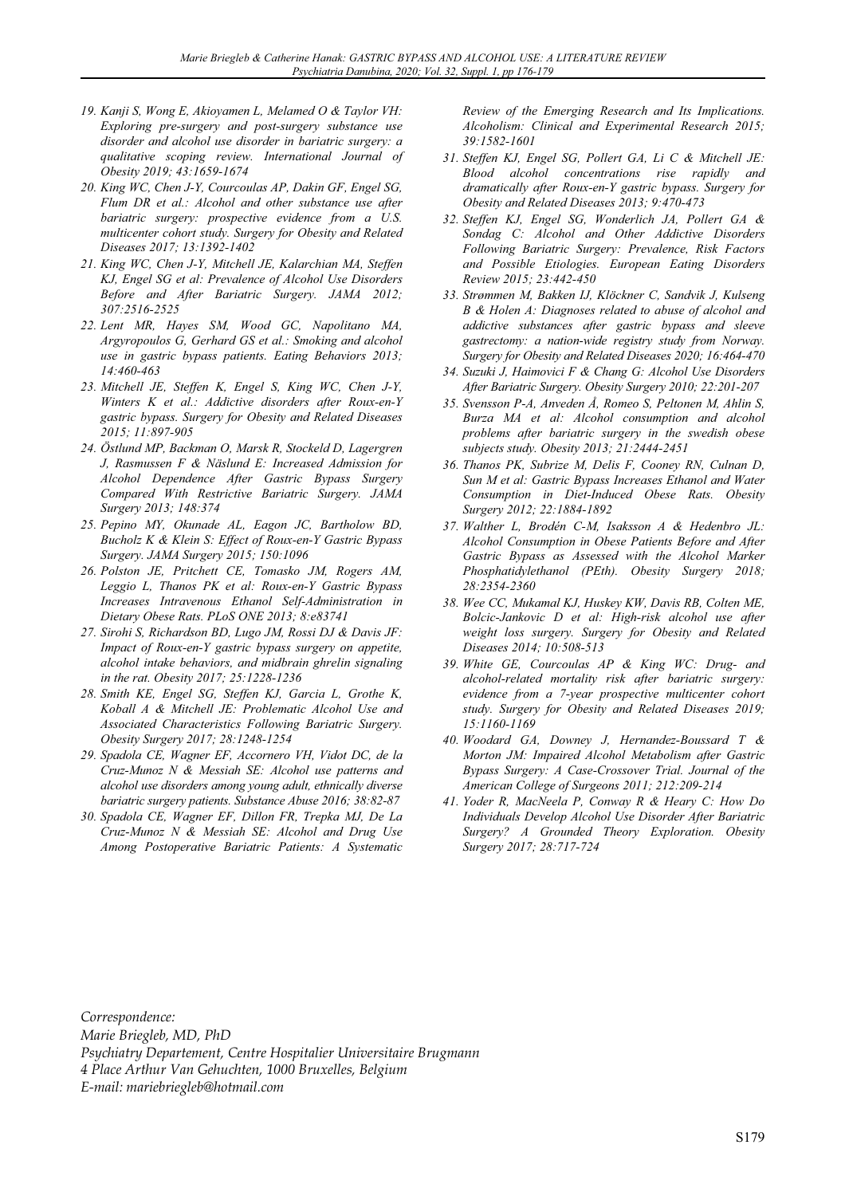19. Kanji S, Wong E, Akioyamen L, Melamed O & Taylor VH: Exploring pre-surgery and post-surgery substance use disorder and alcohol use disorder in bariatric surgery: a qualitative scoping review. International Journal of Obesity 2019; 43:1659-1674
20. King WC, Chen J-Y, Courcoulas AP, Dakin GF, Engel SG, Flum DR et al.: Alcohol and other substance use after bariatric surgery: prospective evidence from a U.S. multicenter cohort study. Surgery for Obesity and Related Diseases 2017; 13:1392-1402
21. King WC, Chen J-Y, Mitchell JE, Kalarchian MA, Steffen KJ, Engel SG et al: Prevalence of Alcohol Use Disorders Before and After Bariatric Surgery. JAMA 2012; 307:2516-2525
22. Lent MR, Hayes SM, Wood GC, Napolitano MA, Argyropoulos G, Gerhard GS et al.: Smoking and alcohol use in gastric bypass patients. Eating Behaviors 2013; 14:460-463
23. Mitchell JE, Steffen K, Engel S, King WC, Chen J-Y, Winters K et al.: Addictive disorders after Roux-en-Y gastric bypass. Surgery for Obesity and Related Diseases 2015; 11:897-905
24. Östlund MP, Backman O, Marsk R, Stockeld D, Lagergren J, Rasmussen F & Näslund E: Increased Admission for Alcohol Dependence After Gastric Bypass Surgery Compared With Restrictive Bariatric Surgery. JAMA Surgery 2013; 148:374
25. Pepino MY, Okunade AL, Eagon JC, Bartholow BD, Bucholz K & Klein S: Effect of Roux-en-Y Gastric Bypass Surgery. JAMA Surgery 2015; 150:1096
26. Polston JE, Pritchett CE, Tomasko JM, Rogers AM, Leggio L, Thanos PK et al: Roux-en-Y Gastric Bypass Increases Intravenous Ethanol Self-Administration in Dietary Obese Rats. PLoS ONE 2013; 8:e83741
27. Sirohi S, Richardson BD, Lugo JM, Rossi DJ & Davis JF: Impact of Roux-en-Y gastric bypass surgery on appetite, alcohol intake behaviors, and midbrain ghrelin signaling in the rat. Obesity 2017; 25:1228-1236
28. Smith KE, Engel SG, Steffen KJ, Garcia L, Grothe K, Koball A & Mitchell JE: Problematic Alcohol Use and Associated Characteristics Following Bariatric Surgery. Obesity Surgery 2017; 28:1248-1254
29. Spadola CE, Wagner EF, Accornero VH, Vidot DC, de la Cruz-Munoz N & Messiah SE: Alcohol use patterns and alcohol use disorders among young adult, ethnically diverse bariatric surgery patients. Substance Abuse 2016; 38:82-87
30. Spadola CE, Wagner EF, Dillon FR, Trepka MJ, De La Cruz-Munoz N & Messiah SE: Alcohol and Drug Use Among Postoperative Bariatric Patients: A Systematic Review of the Emerging Research and Its Implications. Alcoholism: Clinical and Experimental Research 2015; 39:1582-1601
31. Steffen KJ, Engel SG, Pollert GA, Li C & Mitchell JE: Blood alcohol concentrations rise rapidly and dramatically after Roux-en-Y gastric bypass. Surgery for Obesity and Related Diseases 2013; 9:470-473
32. Steffen KJ, Engel SG, Wonderlich JA, Pollert GA & Sondag C: Alcohol and Other Addictive Disorders Following Bariatric Surgery: Prevalence, Risk Factors and Possible Etiologies. European Eating Disorders Review 2015; 23:442-450
33. Strømmen M, Bakken IJ, Klöckner C, Sandvik J, Kulseng B & Holen A: Diagnoses related to abuse of alcohol and addictive substances after gastric bypass and sleeve gastrectomy: a nation-wide registry study from Norway. Surgery for Obesity and Related Diseases 2020; 16:464-470
34. Suzuki J, Haimovici F & Chang G: Alcohol Use Disorders After Bariatric Surgery. Obesity Surgery 2010; 22:201-207
35. Svensson P-A, Anveden Å, Romeo S, Peltonen M, Ahlin S, Burza MA et al: Alcohol consumption and alcohol problems after bariatric surgery in the swedish obese subjects study. Obesity 2013; 21:2444-2451
36. Thanos PK, Subrize M, Delis F, Cooney RN, Culnan D, Sun M et al: Gastric Bypass Increases Ethanol and Water Consumption in Diet-Induced Obese Rats. Obesity Surgery 2012; 22:1884-1892
37. Walther L, Brodén C-M, Isaksson A & Hedenbro JL: Alcohol Consumption in Obese Patients Before and After Gastric Bypass as Assessed with the Alcohol Marker Phosphatidylethanol (PEth). Obesity Surgery 2018; 28:2354-2360
38. Wee CC, Mukamal KJ, Huskey KW, Davis RB, Colten ME, Bolcic-Jankovic D et al: High-risk alcohol use after weight loss surgery. Surgery for Obesity and Related Diseases 2014; 10:508-513
39. White GE, Courcoulas AP & King WC: Drug- and alcohol-related mortality risk after bariatric surgery: evidence from a 7-year prospective multicenter cohort study. Surgery for Obesity and Related Diseases 2019; 15:1160-1169
40. Woodard GA, Downey J, Hernandez-Boussard T & Morton JM: Impaired Alcohol Metabolism after Gastric Bypass Surgery: A Case-Crossover Trial. Journal of the American College of Surgeons 2011; 212:209-214
41. Yoder R, MacNeela P, Conway R & Heary C: How Do Individuals Develop Alcohol Use Disorder After Bariatric Surgery? A Grounded Theory Exploration. Obesity Surgery 2017; 28:717-724

*Correspondence:*
*Marie Briegleb, MD, PhD*
*Psychiatry Departement, Centre Hospitalier Universitaire Brugmann*
*4 Place Arthur Van Gehuchten, 1000 Bruxelles, Belgium*
*E-mail: mariebriegleb@hotmail.com*